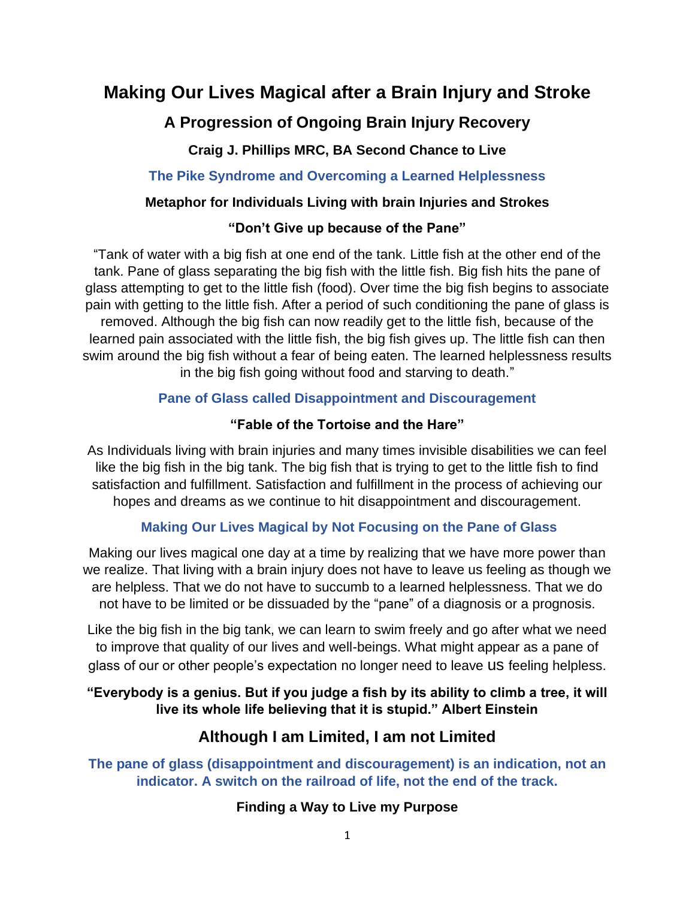# Making Our Lives Magical after a Brain Injury and Stroke

## A Progression of Ongoing Brain Injury Recovery

### Craig J. Phillips MRC, BA Second Chance to Live

### The Pike Syndrome and Overcoming a Learned Helplessness

### Metaphor for Individuals Living with brain Injuries and Strokes

### "Don't Give up because of the Pane"

"Tank of water with a big fish at one end of the tank. Little fish at the other end of the tank. Pane of glass separating the big fish with the little fish. Big fish hits the pane of glass attempting to get to the little fish (food). Over time the big fish begins to associate pain with getting to the little fish. After a period of such conditioning the pane of glass is removed. Although the big fish can now readily get to the little fish, because of the learned pain associated with the little fish, the big fish gives up. The little fish can then swim around the big fish without a fear of being eaten. The learned helplessness results in the big fish going without food and starving to death."

### Pane of Glass called Disappointment and Discouragement

### "Fable of the Tortoise and the Hare"

As Individuals living with brain injuries and many times invisible disabilities we can feel like the big fish in the big tank. The big fish that is trying to get to the little fish to find satisfaction and fulfillment. Satisfaction and fulfillment in the process of achieving our hopes and dreams as we continue to hit disappointment and discouragement.

### Making Our Lives Magical by Not Focusing on the Pane of Glass

Making our lives magical one day at a time by realizing that we have more power than we realize. That living with a brain injury does not have to leave us feeling as though we are helpless. That we do not have to succumb to a learned helplessness. That we do not have to be limited or be dissuaded by the "pane" of a diagnosis or a prognosis.

Like the big fish in the big tank, we can learn to swim freely and go after what we need to improve that quality of our lives and well-beings. What might appear as a pane of glass of our or other people's expectation no longer need to leave us feeling helpless.

**"Everybody is a genius. But if you judge a fish by its ability to climb a tree, it will live its whole life believing that it is stupid." Albert Einstein**

## Although I am Limited, I am not Limited

**The pane of glass (disappointment and discouragement) is an indication, not an indicator. A switch on the railroad of life, not the end of the track.**

### Finding a Way to Live my Purpose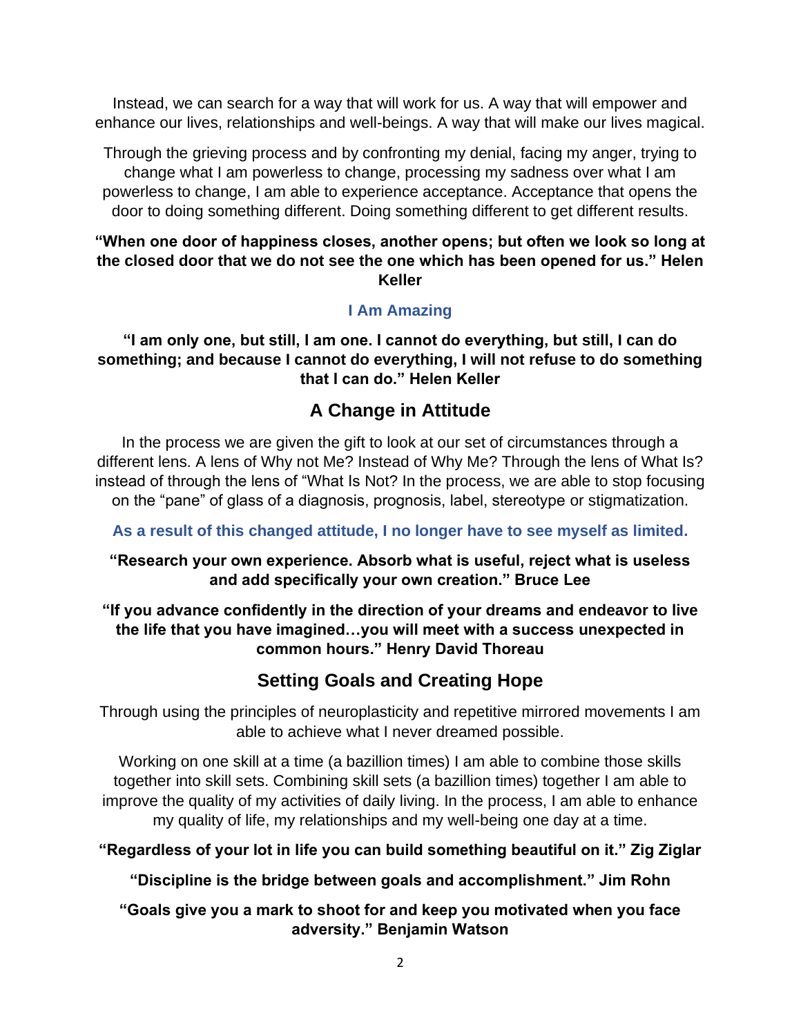Instead, we can search for a way that will work for us. A way that will empower and enhance our lives, relationships and well-beings. A way that will make our lives magical.

Through the grieving process and by confronting my denial, facing my anger, trying to change what I am powerless to change, processing my sadness over what I am powerless to change, I am able to experience acceptance. Acceptance that opens the door to doing something different. Doing something different to get different results.

**"When one door of happiness closes, another opens; but often we look so long at the closed door that we do not see the one which has been opened for us." Helen Keller**

**I Am Amazing**

**"I am only one, but still, I am one. I cannot do everything, but still, I can do something; and because I cannot do everything, I will not refuse to do something that I can do." Helen Keller**

## A Change in Attitude

In the process we are given the gift to look at our set of circumstances through a different lens. A lens of Why not Me? Instead of Why Me? Through the lens of What Is? instead of through the lens of "What Is Not? In the process, we are able to stop focusing on the "pane" of glass of a diagnosis, prognosis, label, stereotype or stigmatization.

**As a result of this changed attitude, I no longer have to see myself as limited.**

**"Research your own experience. Absorb what is useful, reject what is useless and add specifically your own creation." Bruce Lee**

**"If you advance confidently in the direction of your dreams and endeavor to live the life that you have imagined…you will meet with a success unexpected in common hours." Henry David Thoreau**

## Setting Goals and Creating Hope

Through using the principles of neuroplasticity and repetitive mirrored movements I am able to achieve what I never dreamed possible.

Working on one skill at a time (a bazillion times) I am able to combine those skills together into skill sets. Combining skill sets (a bazillion times) together I am able to improve the quality of my activities of daily living. In the process, I am able to enhance my quality of life, my relationships and my well-being one day at a time.

**"Regardless of your lot in life you can build something beautiful on it." Zig Ziglar**

**"Discipline is the bridge between goals and accomplishment." Jim Rohn**

**"Goals give you a mark to shoot for and keep you motivated when you face adversity." Benjamin Watson**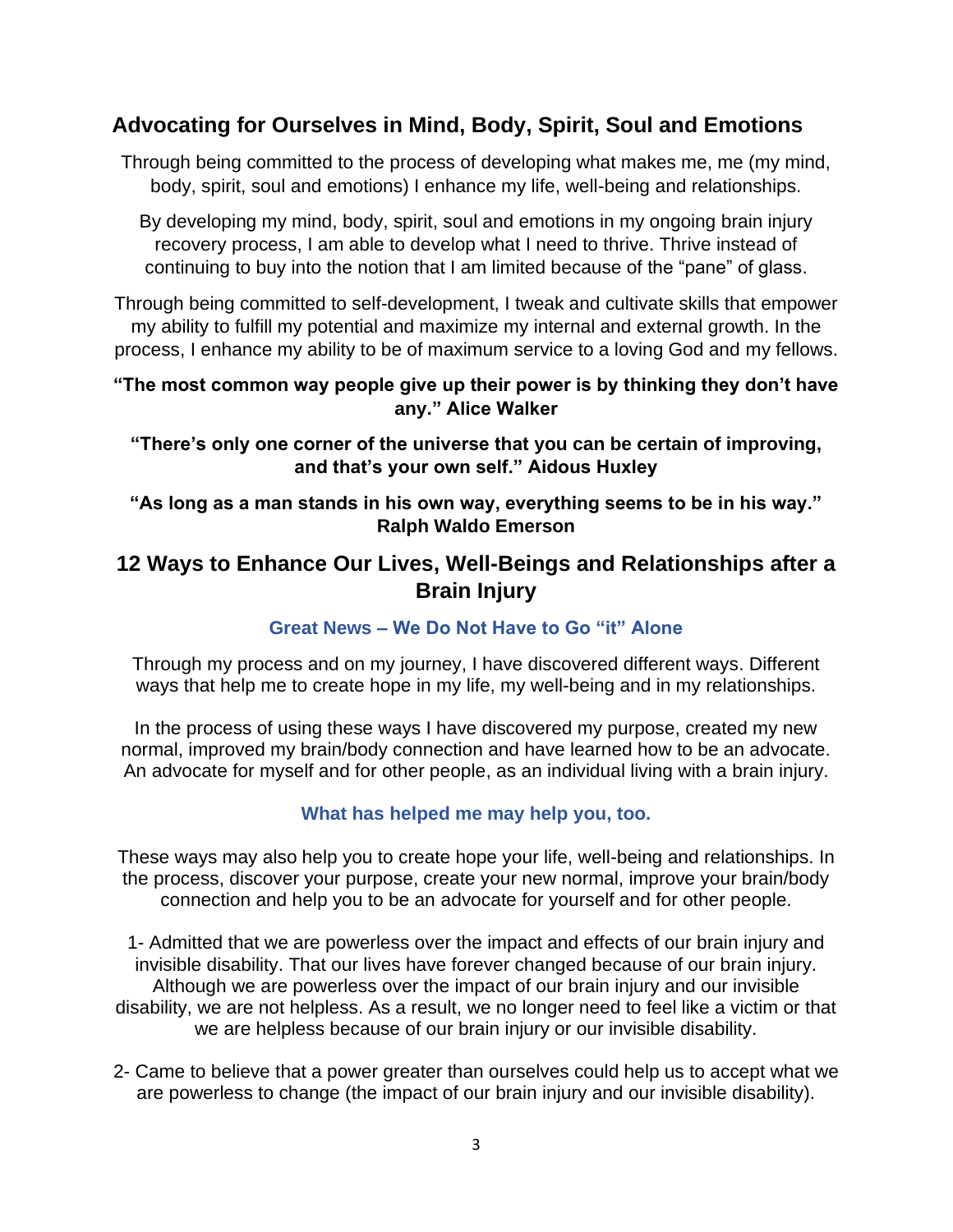## Advocating for Ourselves in Mind, Body, Spirit, Soul and Emotions

Through being committed to the process of developing what makes me, me (my mind, body, spirit, soul and emotions) I enhance my life, well-being and relationships.

By developing my mind, body, spirit, soul and emotions in my ongoing brain injury recovery process, I am able to develop what I need to thrive. Thrive instead of continuing to buy into the notion that I am limited because of the "pane" of glass.

Through being committed to self-development, I tweak and cultivate skills that empower my ability to fulfill my potential and maximize my internal and external growth. In the process, I enhance my ability to be of maximum service to a loving God and my fellows.

**"The most common way people give up their power is by thinking they don't have any." Alice Walker**

**"There's only one corner of the universe that you can be certain of improving, and that's your own self." Aidous Huxley**

**"As long as a man stands in his own way, everything seems to be in his way." Ralph Waldo Emerson**

## 12 Ways to Enhance Our Lives, Well-Beings and Relationships after a Brain Injury

### Great News – We Do Not Have to Go "it" Alone

Through my process and on my journey, I have discovered different ways. Different ways that help me to create hope in my life, my well-being and in my relationships.

In the process of using these ways I have discovered my purpose, created my new normal, improved my brain/body connection and have learned how to be an advocate. An advocate for myself and for other people, as an individual living with a brain injury.

### What has helped me may help you, too.

These ways may also help you to create hope your life, well-being and relationships. In the process, discover your purpose, create your new normal, improve your brain/body connection and help you to be an advocate for yourself and for other people.

1- Admitted that we are powerless over the impact and effects of our brain injury and invisible disability. That our lives have forever changed because of our brain injury. Although we are powerless over the impact of our brain injury and our invisible disability, we are not helpless. As a result, we no longer need to feel like a victim or that we are helpless because of our brain injury or our invisible disability.

2- Came to believe that a power greater than ourselves could help us to accept what we are powerless to change (the impact of our brain injury and our invisible disability).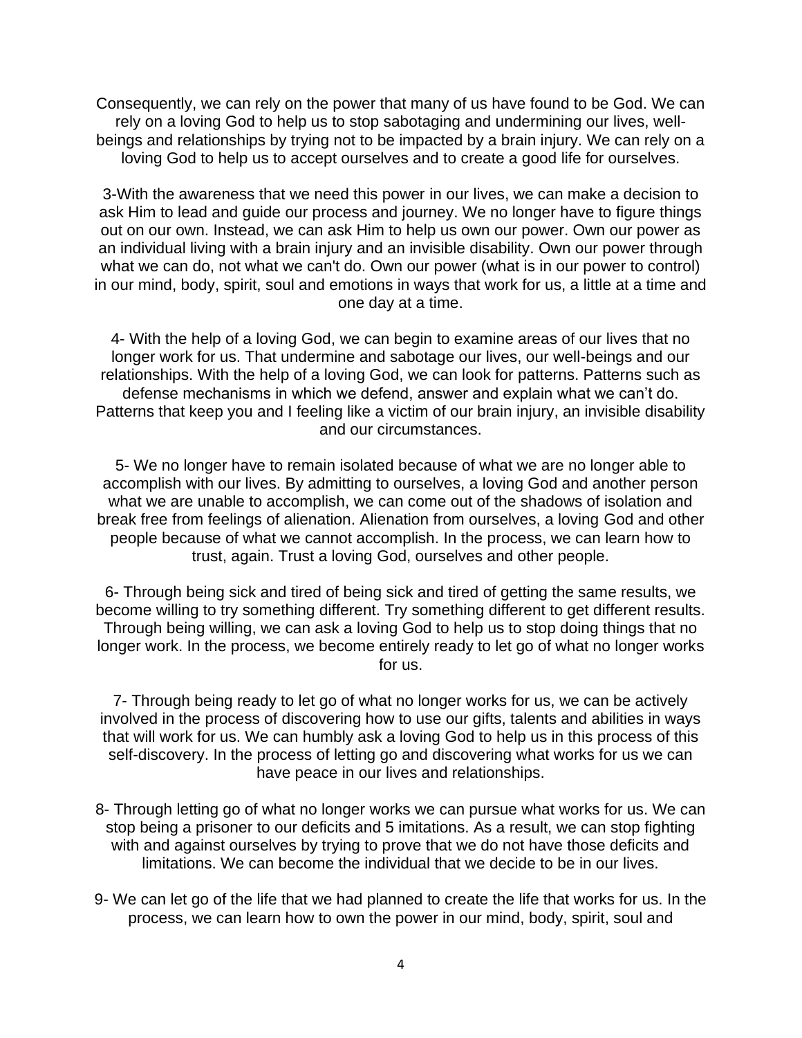Consequently, we can rely on the power that many of us have found to be God. We can rely on a loving God to help us to stop sabotaging and undermining our lives, well-beings and relationships by trying not to be impacted by a brain injury. We can rely on a loving God to help us to accept ourselves and to create a good life for ourselves.

3-With the awareness that we need this power in our lives, we can make a decision to ask Him to lead and guide our process and journey. We no longer have to figure things out on our own. Instead, we can ask Him to help us own our power. Own our power as an individual living with a brain injury and an invisible disability. Own our power through what we can do, not what we can't do. Own our power (what is in our power to control) in our mind, body, spirit, soul and emotions in ways that work for us, a little at a time and one day at a time.

4- With the help of a loving God, we can begin to examine areas of our lives that no longer work for us. That undermine and sabotage our lives, our well-beings and our relationships. With the help of a loving God, we can look for patterns. Patterns such as defense mechanisms in which we defend, answer and explain what we can't do. Patterns that keep you and I feeling like a victim of our brain injury, an invisible disability and our circumstances.

5- We no longer have to remain isolated because of what we are no longer able to accomplish with our lives. By admitting to ourselves, a loving God and another person what we are unable to accomplish, we can come out of the shadows of isolation and break free from feelings of alienation. Alienation from ourselves, a loving God and other people because of what we cannot accomplish. In the process, we can learn how to trust, again. Trust a loving God, ourselves and other people.

6- Through being sick and tired of being sick and tired of getting the same results, we become willing to try something different. Try something different to get different results. Through being willing, we can ask a loving God to help us to stop doing things that no longer work. In the process, we become entirely ready to let go of what no longer works for us.

7- Through being ready to let go of what no longer works for us, we can be actively involved in the process of discovering how to use our gifts, talents and abilities in ways that will work for us. We can humbly ask a loving God to help us in this process of this self-discovery. In the process of letting go and discovering what works for us we can have peace in our lives and relationships.

8- Through letting go of what no longer works we can pursue what works for us. We can stop being a prisoner to our deficits and 5 imitations. As a result, we can stop fighting with and against ourselves by trying to prove that we do not have those deficits and limitations. We can become the individual that we decide to be in our lives.

9- We can let go of the life that we had planned to create the life that works for us. In the process, we can learn how to own the power in our mind, body, spirit, soul and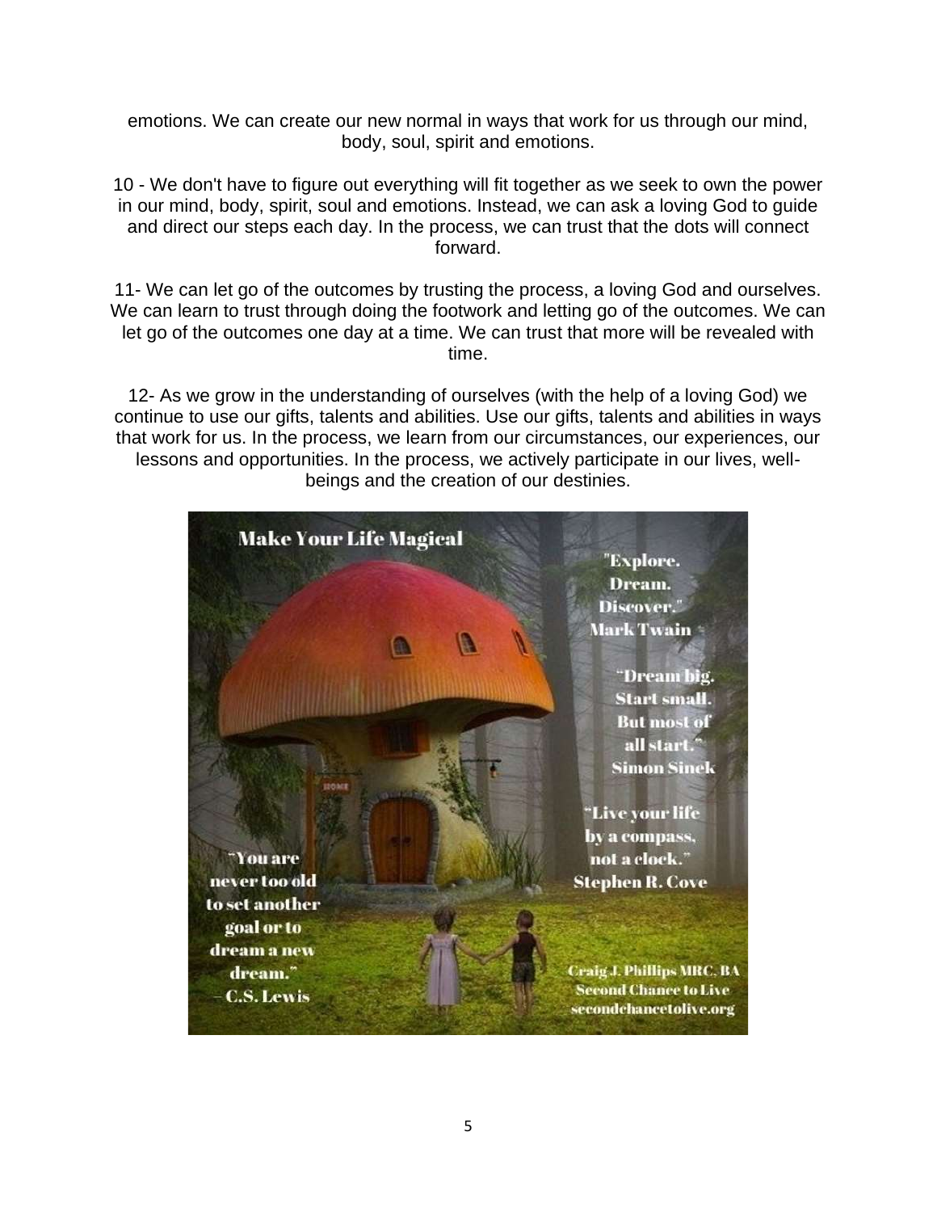emotions. We can create our new normal in ways that work for us through our mind, body, soul, spirit and emotions.

10 - We don't have to figure out everything will fit together as we seek to own the power in our mind, body, spirit, soul and emotions. Instead, we can ask a loving God to guide and direct our steps each day. In the process, we can trust that the dots will connect forward.

11- We can let go of the outcomes by trusting the process, a loving God and ourselves. We can learn to trust through doing the footwork and letting go of the outcomes. We can let go of the outcomes one day at a time. We can trust that more will be revealed with time.

12- As we grow in the understanding of ourselves (with the help of a loving God) we continue to use our gifts, talents and abilities. Use our gifts, talents and abilities in ways that work for us. In the process, we learn from our circumstances, our experiences, our lessons and opportunities. In the process, we actively participate in our lives, well-beings and the creation of our destinies.